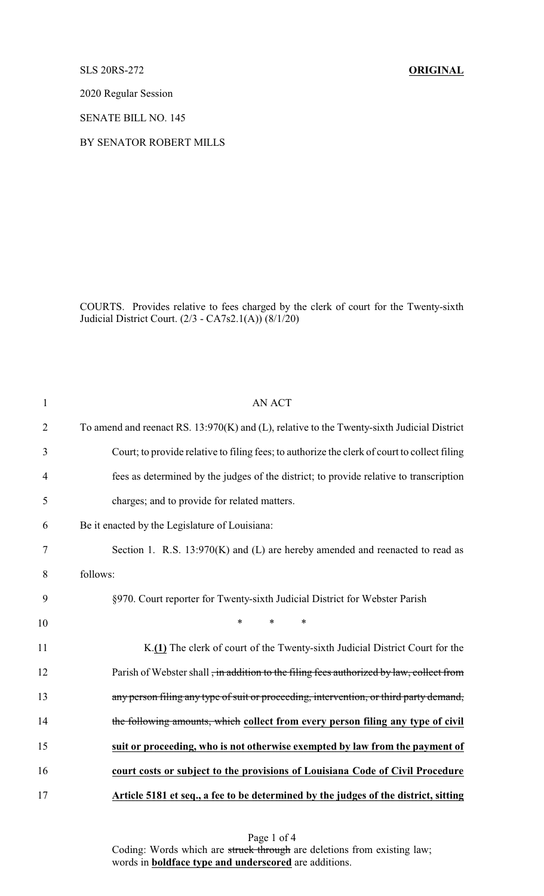SLS 20RS-272 **ORIGINAL**

2020 Regular Session

SENATE BILL NO. 145

BY SENATOR ROBERT MILLS

COURTS. Provides relative to fees charged by the clerk of court for the Twenty-sixth Judicial District Court. (2/3 - CA7s2.1(A)) (8/1/20)

AN ACT

To amend and reenact RS. 13:970(K) and (L), relative to the Twenty-sixth Judicial District Court; to provide relative to filing fees; to authorize the clerk of court to collect filing fees as determined by the judges of the district; to provide relative to transcription charges; and to provide for related matters.

Be it enacted by the Legislature of Louisiana:

Section 1. R.S. 13:970(K) and (L) are hereby amended and reenacted to read as follows:

§970. Court reporter for Twenty-sixth Judicial District for Webster Parish

\* \* \*

K.**(1)** The clerk of court of the Twenty-sixth Judicial District Court for the Parish of Webster shall ~~, in addition to the filing fees authorized by law, collect from any person filing any type of suit or proceeding, intervention, or third party demand, the following amounts, which~~ **collect from every person filing any type of civil suit or proceeding, who is not otherwise exempted by law from the payment of court costs or subject to the provisions of Louisiana Code of Civil Procedure Article 5181 et seq., a fee to be determined by the judges of the district, sitting**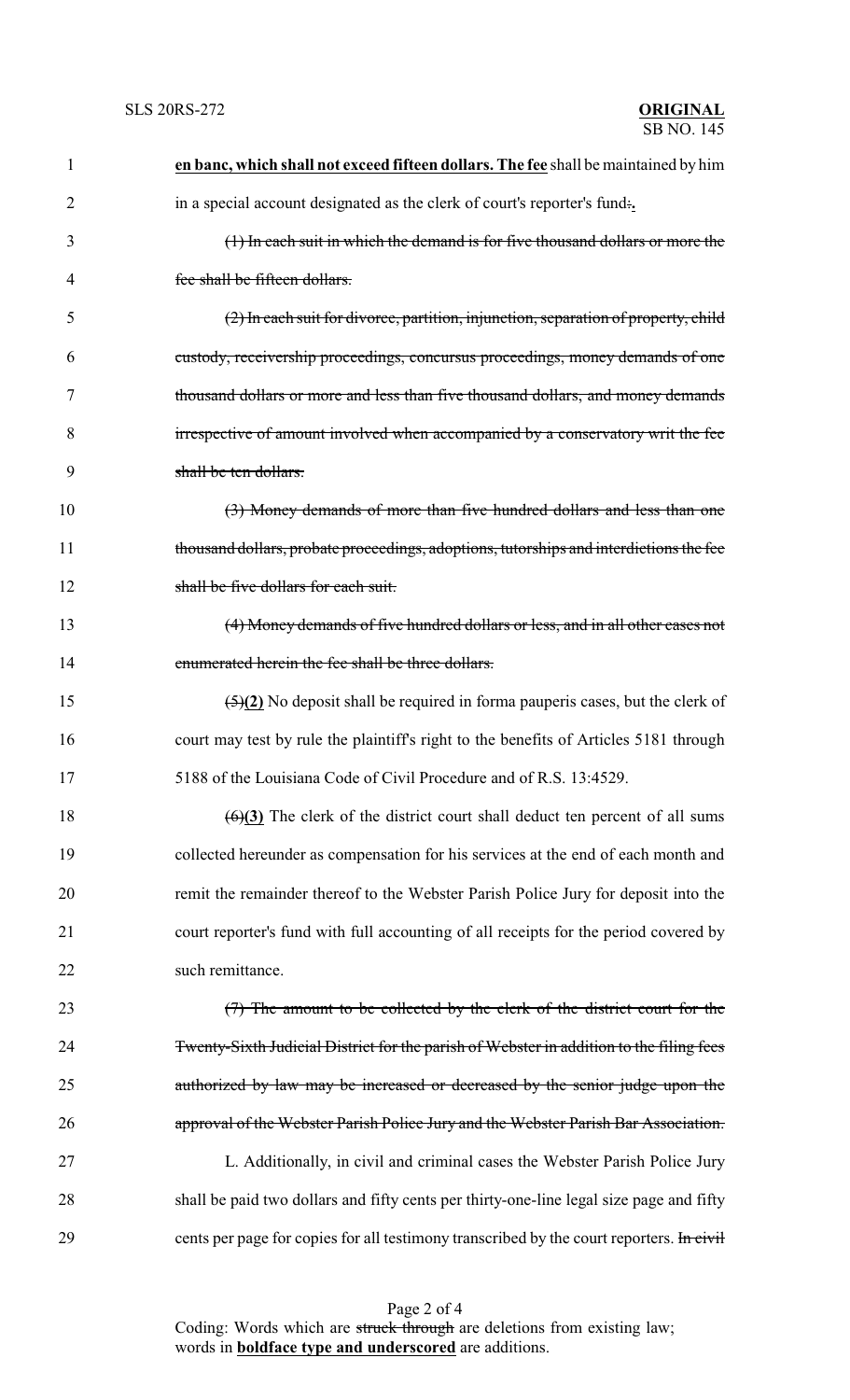**en banc, which shall not exceed fifteen dollars. The fee** shall be maintained by him in a special account designated as the clerk of court's reporter's fund:**.**

~~(1) In each suit in which the demand is for five thousand dollars or more the fee shall be fifteen dollars.~~

~~(2) In each suit for divorce, partition, injunction, separation of property, child custody, receivership proceedings, concursus proceedings, money demands of one thousand dollars or more and less than five thousand dollars, and money demands irrespective of amount involved when accompanied by a conservatory writ the fee shall be ten dollars.~~

~~(3) Money demands of more than five hundred dollars and less than one thousand dollars, probate proceedings, adoptions, tutorships and interdictions the fee shall be five dollars for each suit.~~

~~(4) Money demands of five hundred dollars or less, and in all other cases not enumerated herein the fee shall be three dollars.~~

~~(5)~~**(2)** No deposit shall be required in forma pauperis cases, but the clerk of court may test by rule the plaintiff's right to the benefits of Articles 5181 through 5188 of the Louisiana Code of Civil Procedure and of R.S. 13:4529.

~~(6)~~**(3)** The clerk of the district court shall deduct ten percent of all sums collected hereunder as compensation for his services at the end of each month and remit the remainder thereof to the Webster Parish Police Jury for deposit into the court reporter's fund with full accounting of all receipts for the period covered by such remittance.

~~(7) The amount to be collected by the clerk of the district court for the Twenty-Sixth Judicial District for the parish of Webster in addition to the filing fees authorized by law may be increased or decreased by the senior judge upon the approval of the Webster Parish Police Jury and the Webster Parish Bar Association.~~

L. Additionally, in civil and criminal cases the Webster Parish Police Jury shall be paid two dollars and fifty cents per thirty-one-line legal size page and fifty cents per page for copies for all testimony transcribed by the court reporters. ~~In civil~~

Coding: Words which are ~~struck through~~ are deletions from existing law; words in **boldface type and underscored** are additions.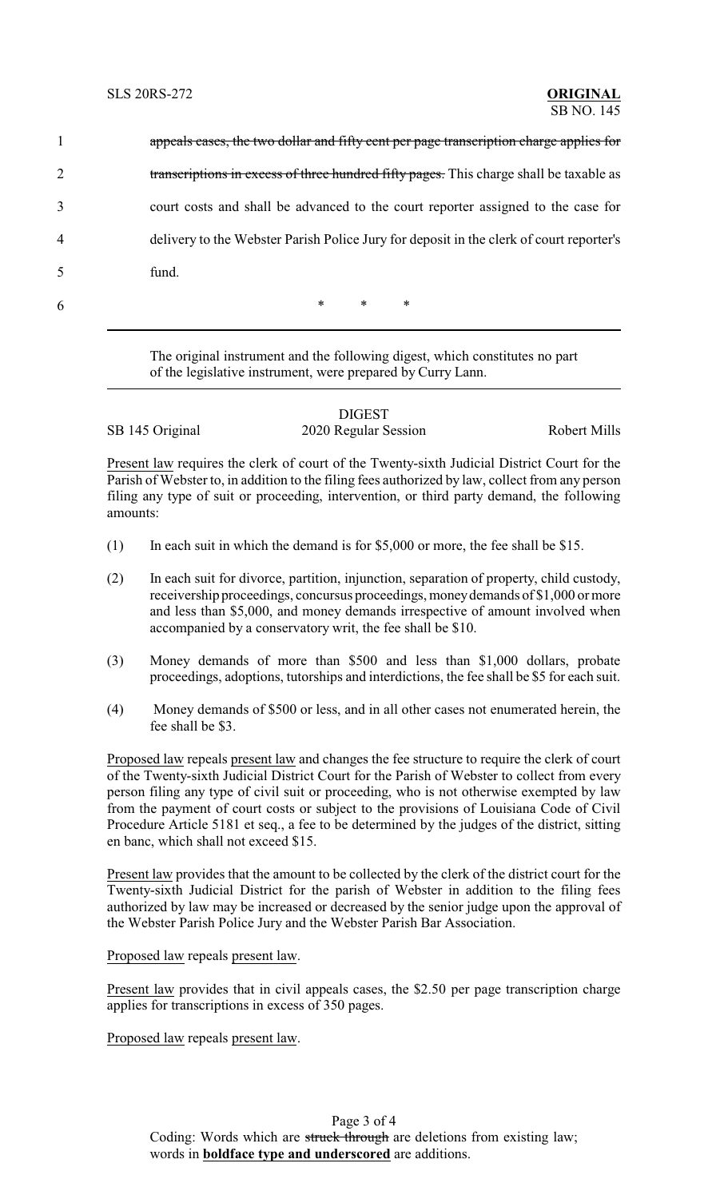1 ~~appeals cases, the two dollar and fifty cent per page transcription charge applies for~~
2 ~~transcriptions in excess of three hundred fifty pages.~~ This charge shall be taxable as
3 court costs and shall be advanced to the court reporter assigned to the case for
4 delivery to the Webster Parish Police Jury for deposit in the clerk of court reporter's
5 fund.

6 \* \* \*

---

The original instrument and the following digest, which constitutes no part of the legislative instrument, were prepared by Curry Lann.

---

DIGEST

SB 145 Original — 2020 Regular Session — Robert Mills

Present law requires the clerk of court of the Twenty-sixth Judicial District Court for the Parish of Webster to, in addition to the filing fees authorized by law, collect from any person filing any type of suit or proceeding, intervention, or third party demand, the following amounts:

(1) In each suit in which the demand is for $5,000 or more, the fee shall be $15.

(2) In each suit for divorce, partition, injunction, separation of property, child custody, receivership proceedings, concursus proceedings, money demands of $1,000 or more and less than $5,000, and money demands irrespective of amount involved when accompanied by a conservatory writ, the fee shall be $10.

(3) Money demands of more than $500 and less than $1,000 dollars, probate proceedings, adoptions, tutorships and interdictions, the fee shall be $5 for each suit.

(4) Money demands of $500 or less, and in all other cases not enumerated herein, the fee shall be $3.

Proposed law repeals present law and changes the fee structure to require the clerk of court of the Twenty-sixth Judicial District Court for the Parish of Webster to collect from every person filing any type of civil suit or proceeding, who is not otherwise exempted by law from the payment of court costs or subject to the provisions of Louisiana Code of Civil Procedure Article 5181 et seq., a fee to be determined by the judges of the district, sitting en banc, which shall not exceed $15.

Present law provides that the amount to be collected by the clerk of the district court for the Twenty-sixth Judicial District for the parish of Webster in addition to the filing fees authorized by law may be increased or decreased by the senior judge upon the approval of the Webster Parish Police Jury and the Webster Parish Bar Association.

Proposed law repeals present law.

Present law provides that in civil appeals cases, the $2.50 per page transcription charge applies for transcriptions in excess of 350 pages.

Proposed law repeals present law.

Coding: Words which are ~~struck through~~ are deletions from existing law; words in **boldface type and underscored** are additions.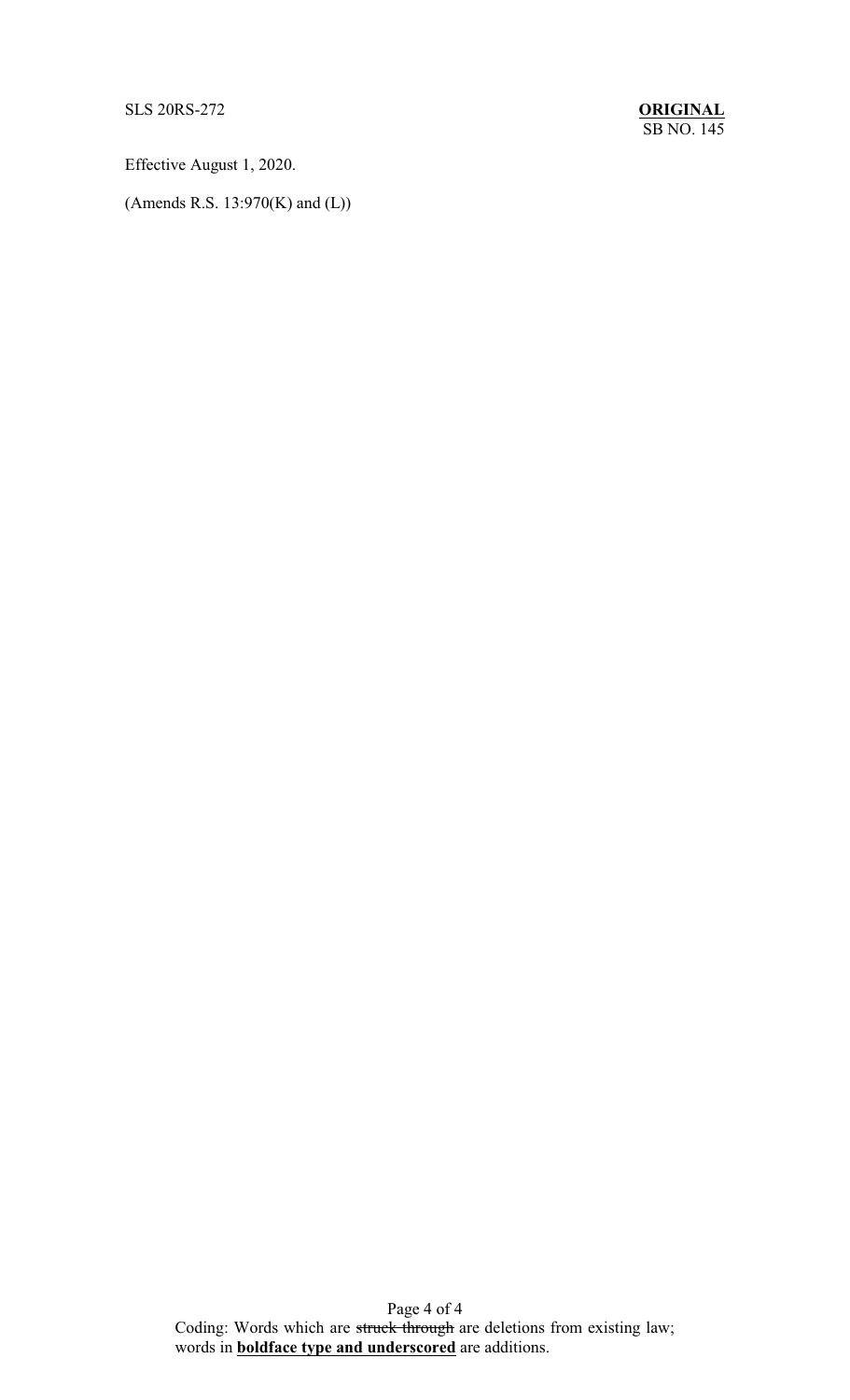Effective August 1, 2020.

(Amends R.S. 13:970(K) and (L))